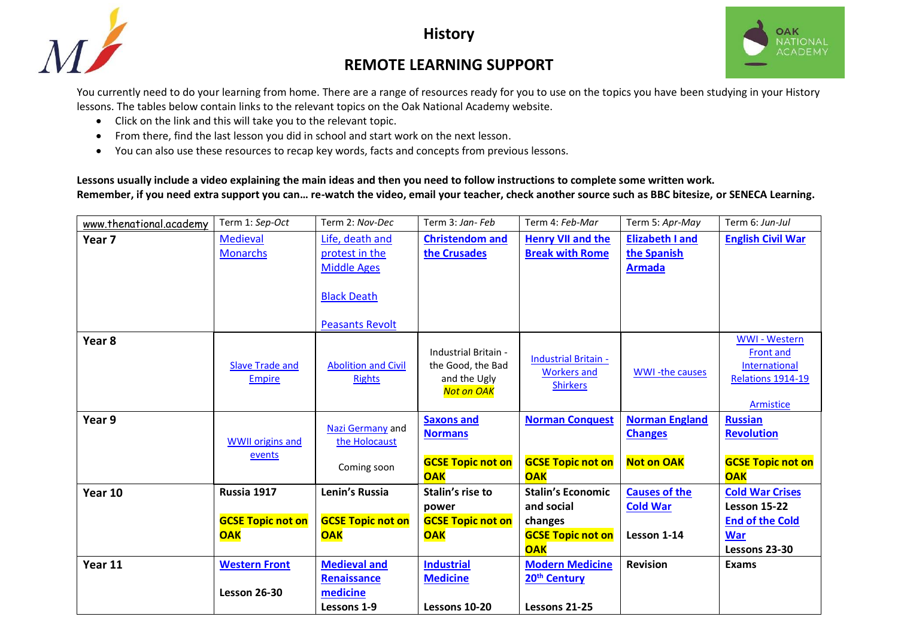# History

## REMOTE LEARNING SUPPORT

You currently need to do your learning from home. There are a range of resources ready for you to use on the topics you have been studying in your History lessons. The tables below contain links to the relevant topics on the Oak National Academy website.

- Click on the link and this will take you to the relevant topic.
- From there, find the last lesson you did in school and start work on the next lesson.
- You can also use these resources to recap key words, facts and concepts from previous lessons.

**Lessons usually include a video explaining the main ideas and then you need to follow instructions to complete some written work.**
**Remember, if you need extra support you can… re-watch the video, email your teacher, check another source such as BBC bitesize, or SENECA Learning.**

| www.thenational.academy | Term 1: *Sep-Oct* | Term 2: *Nov-Dec* | Term 3: *Jan- Feb* | Term 4: *Feb-Mar* | Term 5: *Apr-May* | Term 6: *Jun-Jul* |
|---|---|---|---|---|---|---|
| **Year 7** | Medieval Monarchs | Life, death and protest in the Middle Ages<br><br>Black Death<br><br>Peasants Revolt | **Christendom and the Crusades** | **Henry VII and the Break with Rome** | **Elizabeth I and the Spanish Armada** | **English Civil War** |
| **Year 8** | Slave Trade and Empire | Abolition and Civil Rights | Industrial Britain - the Good, the Bad and the Ugly<br>*Not on OAK* | Industrial Britain - Workers and Shirkers | WWI -the causes | WWI - Western Front and International Relations 1914-19<br><br>Armistice |
| **Year 9** | WWII origins and events | Nazi Germany and the Holocaust<br><br>Coming soon | **Saxons and Normans**<br><br>**GCSE Topic not on OAK** | **Norman Conquest**<br><br>**GCSE Topic not on OAK** | **Norman England Changes**<br><br>**Not on OAK** | **Russian Revolution**<br><br>**GCSE Topic not on OAK** |
| **Year 10** | **Russia 1917**<br><br>**GCSE Topic not on OAK** | **Lenin's Russia**<br><br>**GCSE Topic not on OAK** | **Stalin's rise to power**<br>**GCSE Topic not on OAK** | **Stalin's Economic and social changes**<br>**GCSE Topic not on OAK** | **Causes of the Cold War**<br><br>**Lesson 1-14** | **Cold War Crises**<br>**Lesson 15-22**<br>**End of the Cold War**<br>**Lessons 23-30** |
| **Year 11** | **Western Front**<br><br>**Lesson 26-30** | **Medieval and Renaissance medicine**<br>**Lessons 1-9** | **Industrial Medicine**<br><br>**Lessons 10-20** | **Modern Medicine 20th Century**<br><br>**Lessons 21-25** | **Revision** | **Exams** |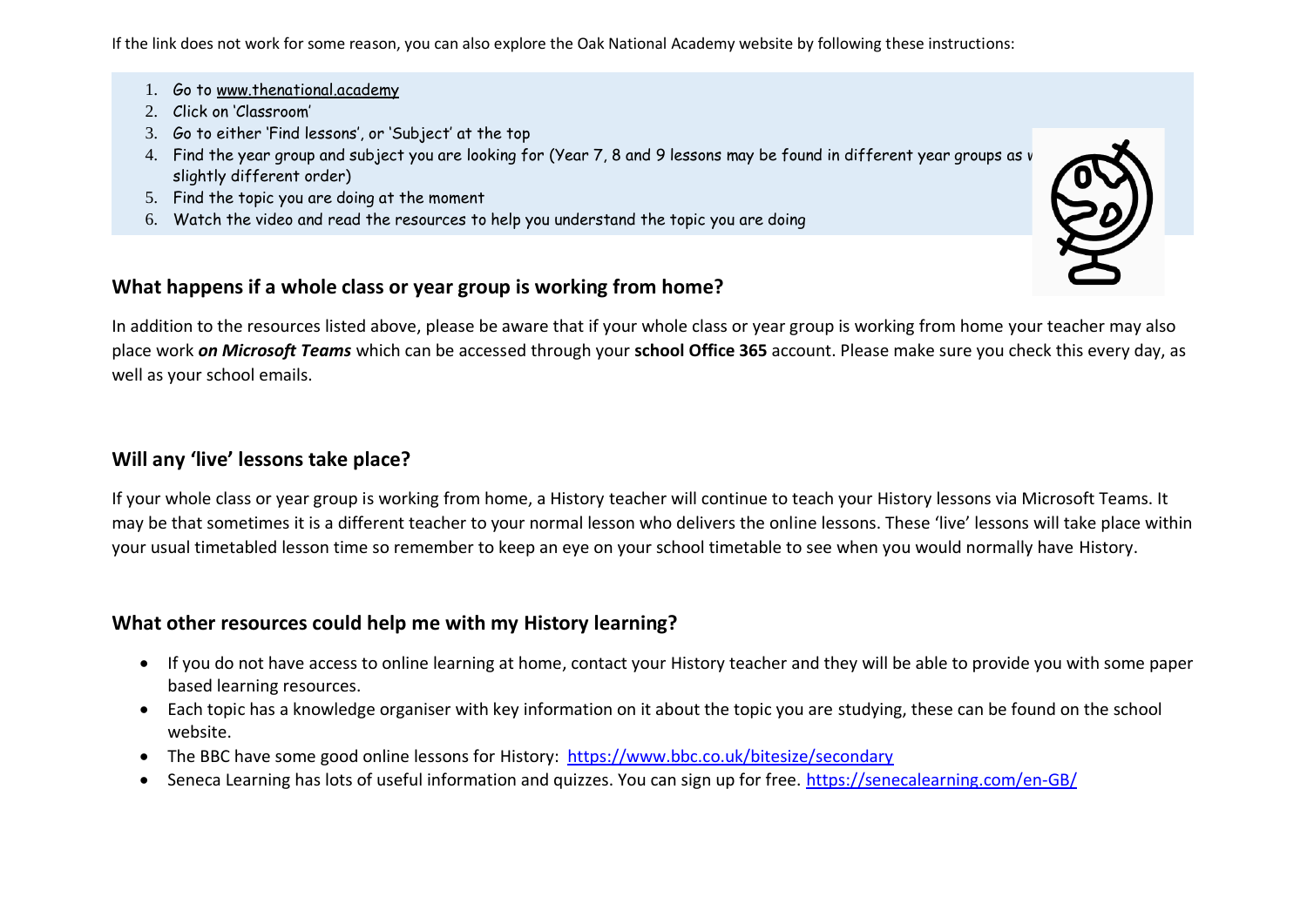If the link does not work for some reason, you can also explore the Oak National Academy website by following these instructions:

1. Go to www.thenational.academy
2. Click on 'Classroom'
3. Go to either 'Find lessons', or 'Subject' at the top
4. Find the year group and subject you are looking for (Year 7, 8 and 9 lessons may be found in different year groups as w slightly different order)
5. Find the topic you are doing at the moment
6. Watch the video and read the resources to help you understand the topic you are doing

## What happens if a whole class or year group is working from home?

In addition to the resources listed above, please be aware that if your whole class or year group is working from home your teacher may also place work ***on Microsoft Teams*** which can be accessed through your **school Office 365** account. Please make sure you check this every day, as well as your school emails.

## Will any 'live' lessons take place?

If your whole class or year group is working from home, a History teacher will continue to teach your History lessons via Microsoft Teams. It may be that sometimes it is a different teacher to your normal lesson who delivers the online lessons. These 'live' lessons will take place within your usual timetabled lesson time so remember to keep an eye on your school timetable to see when you would normally have History.

## What other resources could help me with my History learning?

- If you do not have access to online learning at home, contact your History teacher and they will be able to provide you with some paper based learning resources.
- Each topic has a knowledge organiser with key information on it about the topic you are studying, these can be found on the school website.
- The BBC have some good online lessons for History: https://www.bbc.co.uk/bitesize/secondary
- Seneca Learning has lots of useful information and quizzes. You can sign up for free. https://senecalearning.com/en-GB/